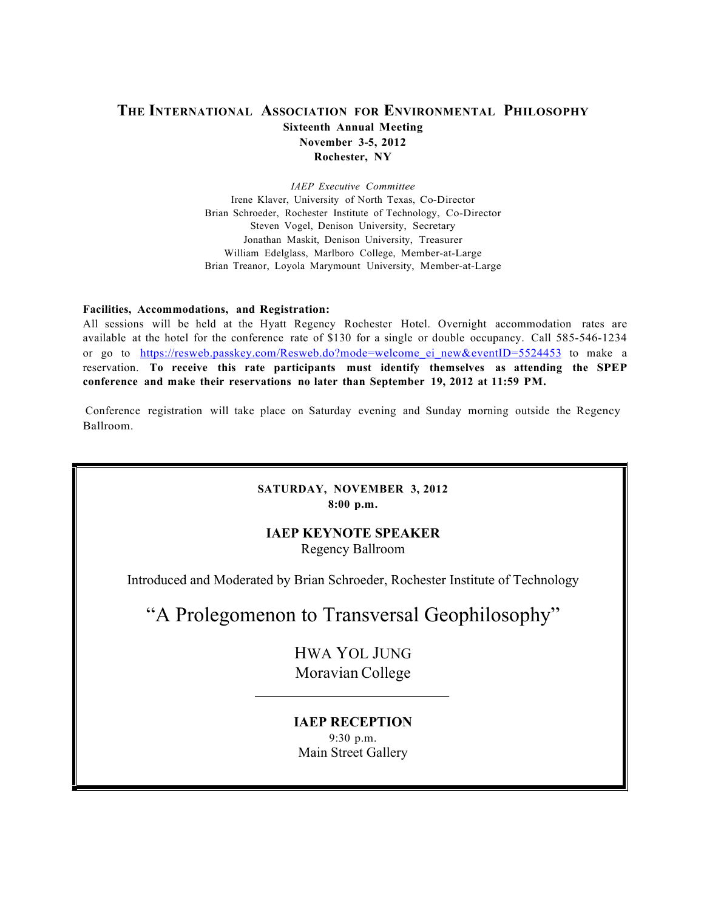# The International Association for Environmental Philosophy

**Sixteenth Annual Meeting**
**November 3-5, 2012**
**Rochester, NY**

*IAEP Executive Committee*

Irene Klaver, University of North Texas, Co-Director
Brian Schroeder, Rochester Institute of Technology, Co-Director
Steven Vogel, Denison University, Secretary
Jonathan Maskit, Denison University, Treasurer
William Edelglass, Marlboro College, Member-at-Large
Brian Treanor, Loyola Marymount University, Member-at-Large

**Facilities, Accommodations, and Registration:**
All sessions will be held at the Hyatt Regency Rochester Hotel. Overnight accommodation rates are available at the hotel for the conference rate of $130 for a single or double occupancy. Call 585-546-1234 or go to https://resweb.passkey.com/Resweb.do?mode=welcome_ei_new&eventID=5524453 to make a reservation. **To receive this rate participants must identify themselves as attending the SPEP conference and make their reservations no later than September 19, 2012 at 11:59 PM.**

Conference registration will take place on Saturday evening and Sunday morning outside the Regency Ballroom.

---

**SATURDAY, NOVEMBER 3, 2012**
**8:00 p.m.**

**IAEP KEYNOTE SPEAKER**
Regency Ballroom

Introduced and Moderated by Brian Schroeder, Rochester Institute of Technology

## "A Prolegomenon to Transversal Geophilosophy"

HWA YOL JUNG
Moravian College

---

**IAEP RECEPTION**
9:30 p.m.
Main Street Gallery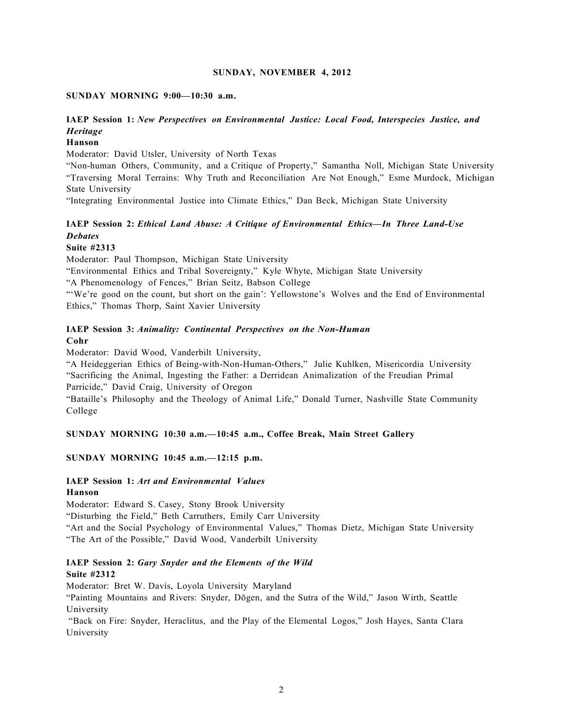**SUNDAY, NOVEMBER 4, 2012**

**SUNDAY MORNING 9:00—10:30 a.m.**

**IAEP Session 1:** ***New Perspectives on Environmental Justice: Local Food, Interspecies Justice, and Heritage***
**Hanson**

Moderator: David Utsler, University of North Texas

"Non-human Others, Community, and a Critique of Property," Samantha Noll, Michigan State University

"Traversing Moral Terrains: Why Truth and Reconciliation Are Not Enough," Esme Murdock, Michigan State University

"Integrating Environmental Justice into Climate Ethics," Dan Beck, Michigan State University

**IAEP Session 2:** ***Ethical Land Abuse: A Critique of Environmental Ethics—In Three Land-Use Debates***
**Suite #2313**

Moderator: Paul Thompson, Michigan State University

"Environmental Ethics and Tribal Sovereignty," Kyle Whyte, Michigan State University

"A Phenomenology of Fences," Brian Seitz, Babson College

"'We're good on the count, but short on the gain': Yellowstone's Wolves and the End of Environmental Ethics," Thomas Thorp, Saint Xavier University

**IAEP Session 3:** ***Animality: Continental Perspectives on the Non-Human***
**Cohr**

Moderator: David Wood, Vanderbilt University,

"A Heideggerian Ethics of Being-with-Non-Human-Others," Julie Kuhlken, Misericordia University

"Sacrificing the Animal, Ingesting the Father: a Derridean Animalization of the Freudian Primal Parricide," David Craig, University of Oregon

"Bataille's Philosophy and the Theology of Animal Life," Donald Turner, Nashville State Community College

**SUNDAY MORNING 10:30 a.m.—10:45 a.m., Coffee Break, Main Street Gallery**

**SUNDAY MORNING 10:45 a.m.—12:15 p.m.**

**IAEP Session 1:** ***Art and Environmental Values***
**Hanson**

Moderator: Edward S. Casey, Stony Brook University

"Disturbing the Field," Beth Carruthers, Emily Carr University

"Art and the Social Psychology of Environmental Values," Thomas Dietz, Michigan State University

"The Art of the Possible," David Wood, Vanderbilt University

**IAEP Session 2:** ***Gary Snyder and the Elements of the Wild***
**Suite #2312**

Moderator: Bret W. Davis, Loyola University Maryland

"Painting Mountains and Rivers: Snyder, Dōgen, and the Sutra of the Wild," Jason Wirth, Seattle University

"Back on Fire: Snyder, Heraclitus, and the Play of the Elemental Logos," Josh Hayes, Santa Clara University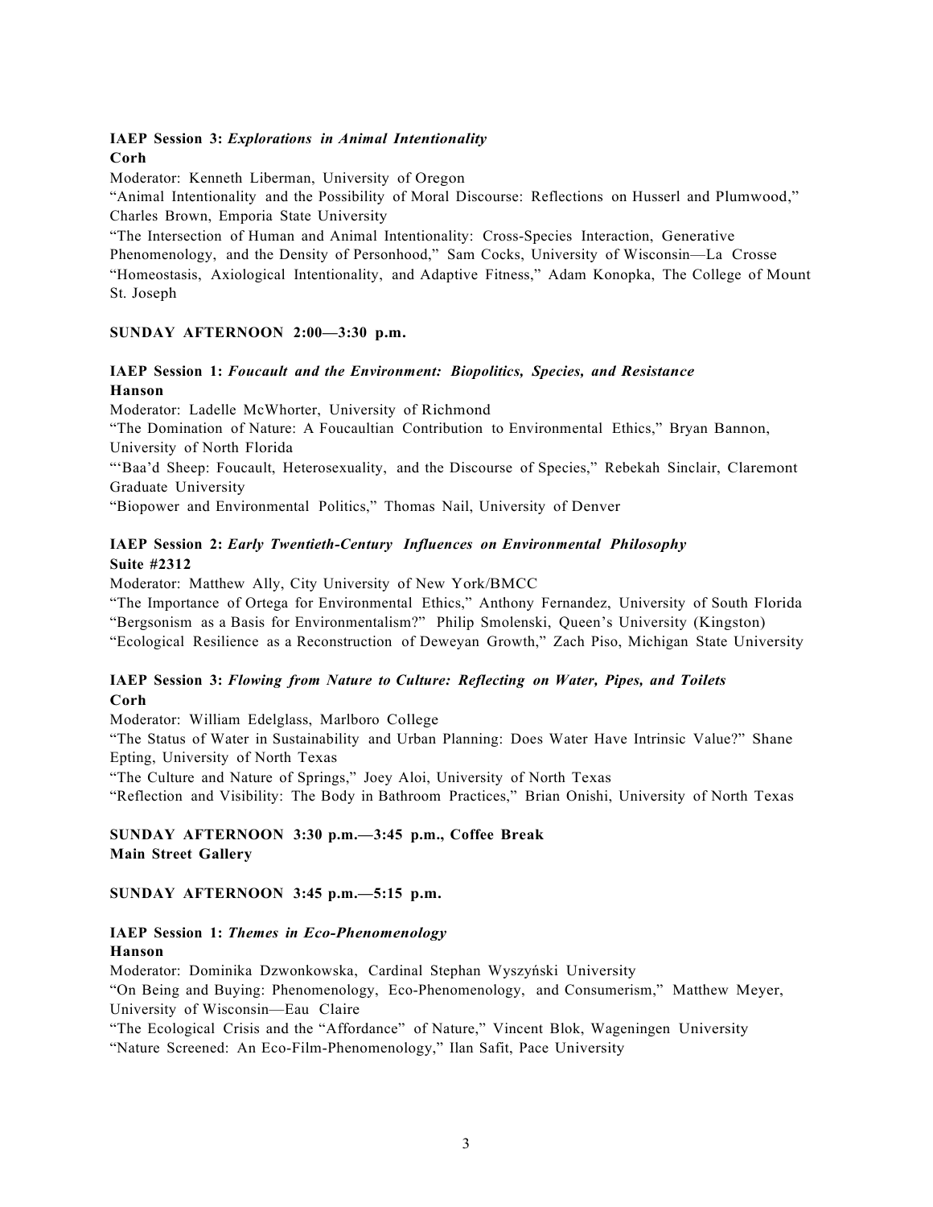**IAEP Session 3:** ***Explorations in Animal Intentionality***
**Corh**

Moderator: Kenneth Liberman, University of Oregon

"Animal Intentionality and the Possibility of Moral Discourse: Reflections on Husserl and Plumwood," Charles Brown, Emporia State University

"The Intersection of Human and Animal Intentionality: Cross-Species Interaction, Generative Phenomenology, and the Density of Personhood," Sam Cocks, University of Wisconsin—La Crosse

"Homeostasis, Axiological Intentionality, and Adaptive Fitness," Adam Konopka, The College of Mount St. Joseph

**SUNDAY AFTERNOON 2:00—3:30 p.m.**

**IAEP Session 1:** ***Foucault and the Environment: Biopolitics, Species, and Resistance***
**Hanson**

Moderator: Ladelle McWhorter, University of Richmond

"The Domination of Nature: A Foucaultian Contribution to Environmental Ethics," Bryan Bannon, University of North Florida

"'Baa'd Sheep: Foucault, Heterosexuality, and the Discourse of Species," Rebekah Sinclair, Claremont Graduate University

"Biopower and Environmental Politics," Thomas Nail, University of Denver

**IAEP Session 2:** ***Early Twentieth-Century Influences on Environmental Philosophy***
**Suite #2312**

Moderator: Matthew Ally, City University of New York/BMCC

"The Importance of Ortega for Environmental Ethics," Anthony Fernandez, University of South Florida

"Bergsonism as a Basis for Environmentalism?" Philip Smolenski, Queen's University (Kingston)

"Ecological Resilience as a Reconstruction of Deweyan Growth," Zach Piso, Michigan State University

**IAEP Session 3:** ***Flowing from Nature to Culture: Reflecting on Water, Pipes, and Toilets***
**Corh**

Moderator: William Edelglass, Marlboro College

"The Status of Water in Sustainability and Urban Planning: Does Water Have Intrinsic Value?" Shane Epting, University of North Texas

"The Culture and Nature of Springs," Joey Aloi, University of North Texas

"Reflection and Visibility: The Body in Bathroom Practices," Brian Onishi, University of North Texas

**SUNDAY AFTERNOON 3:30 p.m.—3:45 p.m., Coffee Break**
**Main Street Gallery**

**SUNDAY AFTERNOON 3:45 p.m.—5:15 p.m.**

**IAEP Session 1:** ***Themes in Eco-Phenomenology***
**Hanson**

Moderator: Dominika Dzwonkowska, Cardinal Stephan Wyszyński University

"On Being and Buying: Phenomenology, Eco-Phenomenology, and Consumerism," Matthew Meyer, University of Wisconsin—Eau Claire

"The Ecological Crisis and the "Affordance" of Nature," Vincent Blok, Wageningen University

"Nature Screened: An Eco-Film-Phenomenology," Ilan Safit, Pace University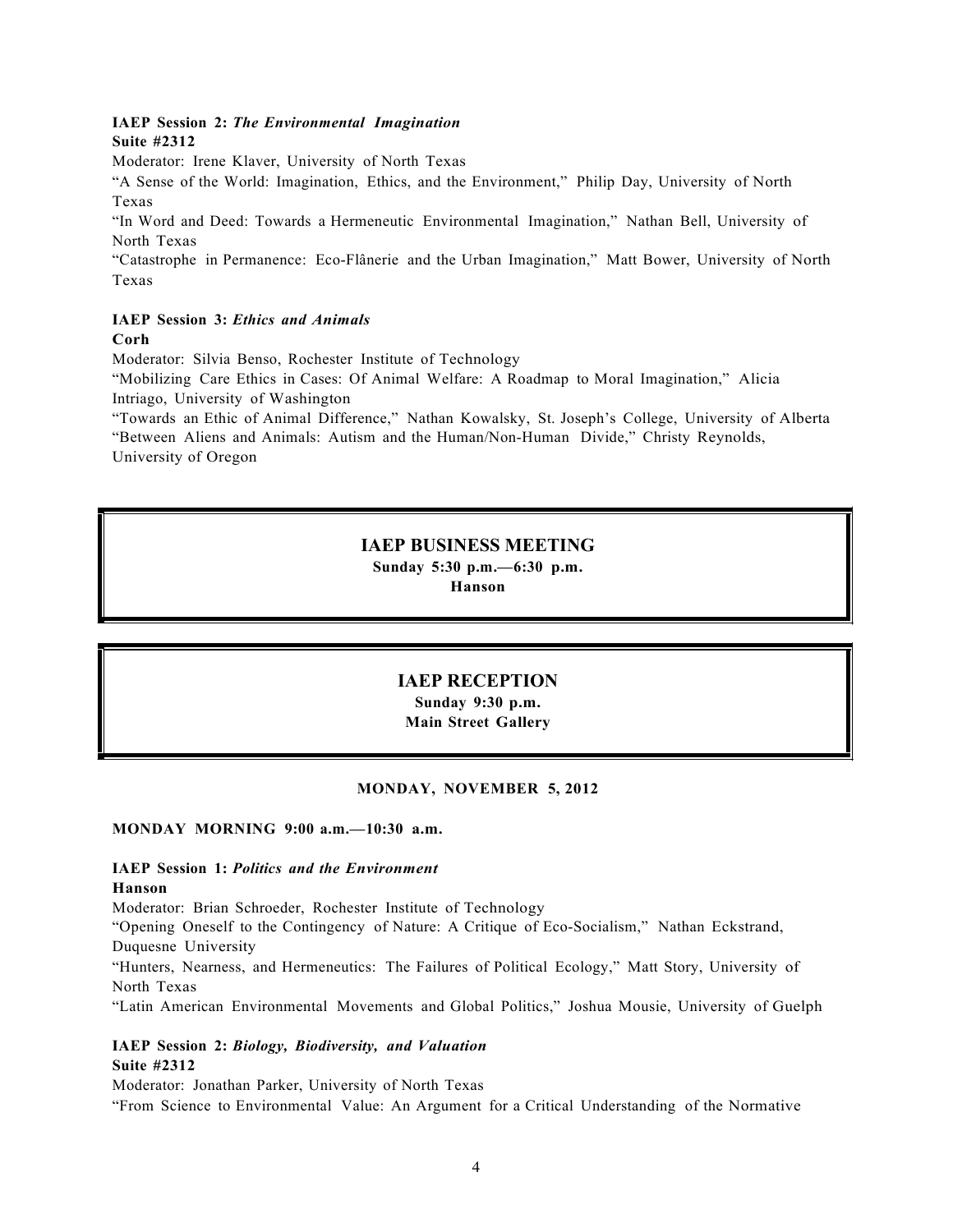**IAEP Session 2:** ***The Environmental Imagination***
**Suite #2312**

Moderator: Irene Klaver, University of North Texas

"A Sense of the World: Imagination, Ethics, and the Environment," Philip Day, University of North Texas

"In Word and Deed: Towards a Hermeneutic Environmental Imagination," Nathan Bell, University of North Texas

"Catastrophe in Permanence: Eco-Flânerie and the Urban Imagination," Matt Bower, University of North Texas

**IAEP Session 3:** ***Ethics and Animals***
**Corh**

Moderator: Silvia Benso, Rochester Institute of Technology

"Mobilizing Care Ethics in Cases: Of Animal Welfare: A Roadmap to Moral Imagination," Alicia Intriago, University of Washington

"Towards an Ethic of Animal Difference," Nathan Kowalsky, St. Joseph's College, University of Alberta

"Between Aliens and Animals: Autism and the Human/Non-Human Divide," Christy Reynolds, University of Oregon

## IAEP BUSINESS MEETING

**Sunday 5:30 p.m.—6:30 p.m.**
**Hanson**

## IAEP RECEPTION

**Sunday 9:30 p.m.**
**Main Street Gallery**

## MONDAY, NOVEMBER 5, 2012

**MONDAY MORNING 9:00 a.m.—10:30 a.m.**

**IAEP Session 1:** ***Politics and the Environment***
**Hanson**

Moderator: Brian Schroeder, Rochester Institute of Technology

"Opening Oneself to the Contingency of Nature: A Critique of Eco-Socialism," Nathan Eckstrand, Duquesne University

"Hunters, Nearness, and Hermeneutics: The Failures of Political Ecology," Matt Story, University of North Texas

"Latin American Environmental Movements and Global Politics," Joshua Mousie, University of Guelph

**IAEP Session 2:** ***Biology, Biodiversity, and Valuation***
**Suite #2312**

Moderator: Jonathan Parker, University of North Texas

"From Science to Environmental Value: An Argument for a Critical Understanding of the Normative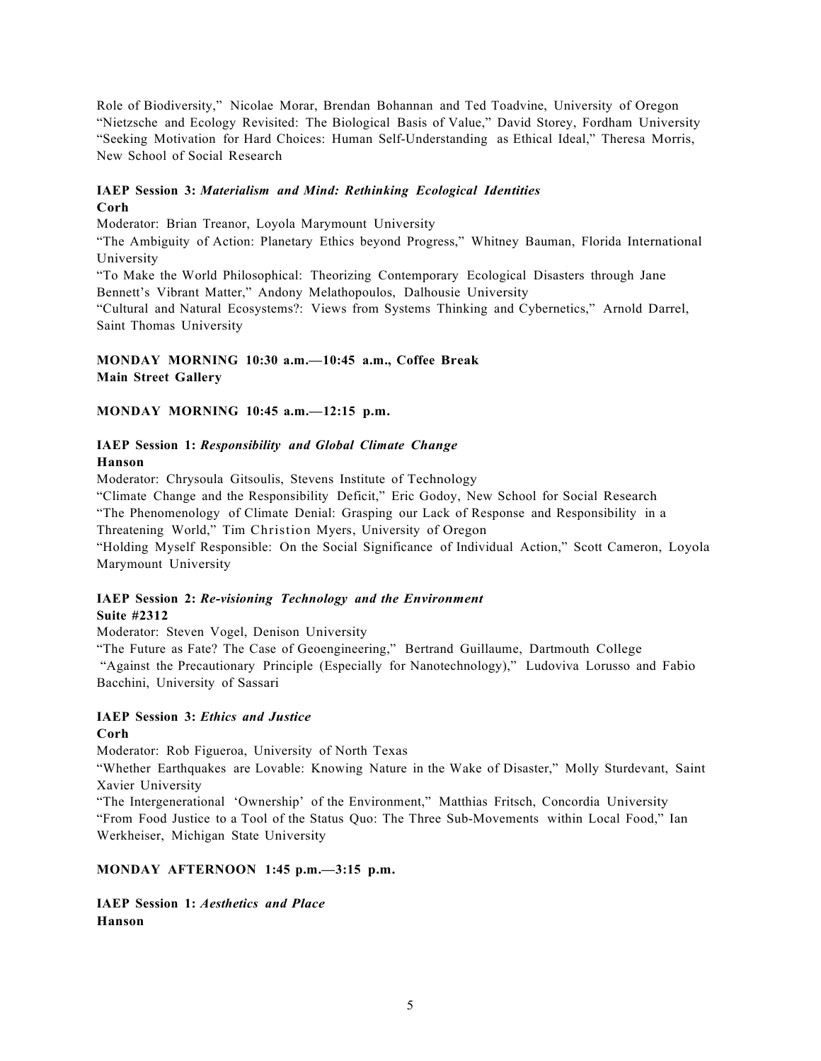Role of Biodiversity," Nicolae Morar, Brendan Bohannan and Ted Toadvine, University of Oregon
"Nietzsche and Ecology Revisited: The Biological Basis of Value," David Storey, Fordham University
"Seeking Motivation for Hard Choices: Human Self-Understanding as Ethical Ideal," Theresa Morris, New School of Social Research

**IAEP Session 3:** ***Materialism and Mind: Rethinking Ecological Identities***
**Corh**

Moderator: Brian Treanor, Loyola Marymount University
"The Ambiguity of Action: Planetary Ethics beyond Progress," Whitney Bauman, Florida International University
"To Make the World Philosophical: Theorizing Contemporary Ecological Disasters through Jane Bennett's Vibrant Matter," Andony Melathopoulos, Dalhousie University
"Cultural and Natural Ecosystems?: Views from Systems Thinking and Cybernetics," Arnold Darrel, Saint Thomas University

**MONDAY MORNING 10:30 a.m.—10:45 a.m., Coffee Break**
**Main Street Gallery**

**MONDAY MORNING 10:45 a.m.—12:15 p.m.**

**IAEP Session 1:** ***Responsibility and Global Climate Change***
**Hanson**

Moderator: Chrysoula Gitsoulis, Stevens Institute of Technology
"Climate Change and the Responsibility Deficit," Eric Godoy, New School for Social Research
"The Phenomenology of Climate Denial: Grasping our Lack of Response and Responsibility in a Threatening World," Tim Christion Myers, University of Oregon
"Holding Myself Responsible: On the Social Significance of Individual Action," Scott Cameron, Loyola Marymount University

**IAEP Session 2:** ***Re-visioning Technology and the Environment***
**Suite #2312**

Moderator: Steven Vogel, Denison University
"The Future as Fate? The Case of Geoengineering," Bertrand Guillaume, Dartmouth College
"Against the Precautionary Principle (Especially for Nanotechnology)," Ludoviva Lorusso and Fabio Bacchini, University of Sassari

**IAEP Session 3:** ***Ethics and Justice***
**Corh**

Moderator: Rob Figueroa, University of North Texas
"Whether Earthquakes are Lovable: Knowing Nature in the Wake of Disaster," Molly Sturdevant, Saint Xavier University
"The Intergenerational 'Ownership' of the Environment," Matthias Fritsch, Concordia University
"From Food Justice to a Tool of the Status Quo: The Three Sub-Movements within Local Food," Ian Werkheiser, Michigan State University

**MONDAY AFTERNOON 1:45 p.m.—3:15 p.m.**

**IAEP Session 1:** ***Aesthetics and Place***
**Hanson**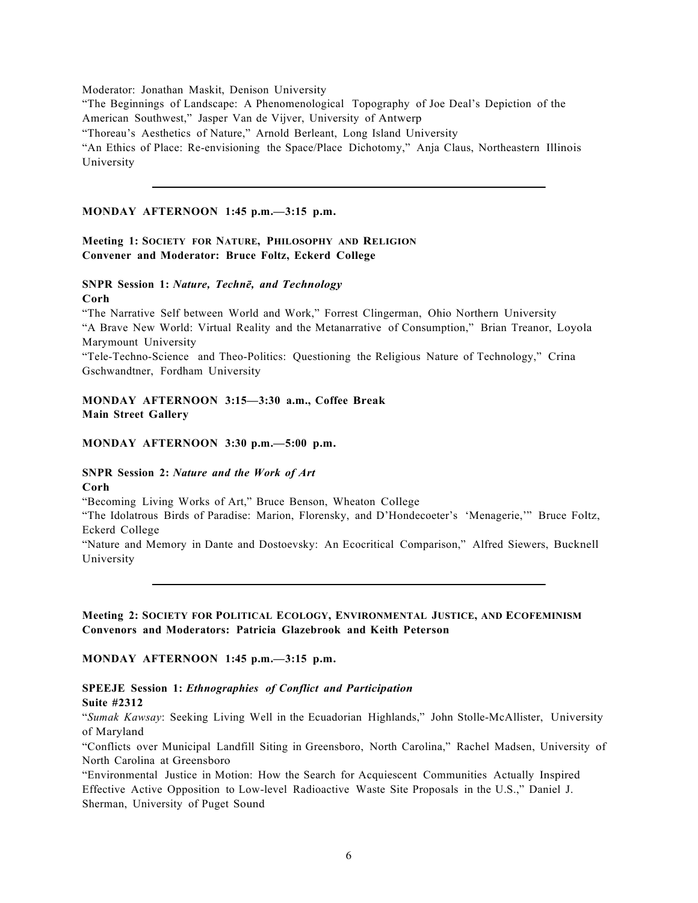Moderator: Jonathan Maskit, Denison University

"The Beginnings of Landscape: A Phenomenological Topography of Joe Deal's Depiction of the American Southwest," Jasper Van de Vijver, University of Antwerp

"Thoreau's Aesthetics of Nature," Arnold Berleant, Long Island University

"An Ethics of Place: Re-envisioning the Space/Place Dichotomy," Anja Claus, Northeastern Illinois University

---

**MONDAY AFTERNOON 1:45 p.m.—3:15 p.m.**

**Meeting 1: SOCIETY FOR NATURE, PHILOSOPHY AND RELIGION**
**Convener and Moderator: Bruce Foltz, Eckerd College**

**SNPR Session 1:** ***Nature, Technē, and Technology***
**Corh**

"The Narrative Self between World and Work," Forrest Clingerman, Ohio Northern University

"A Brave New World: Virtual Reality and the Metanarrative of Consumption," Brian Treanor, Loyola Marymount University

"Tele-Techno-Science and Theo-Politics: Questioning the Religious Nature of Technology," Crina Gschwandtner, Fordham University

**MONDAY AFTERNOON 3:15—3:30 a.m., Coffee Break**
**Main Street Gallery**

**MONDAY AFTERNOON 3:30 p.m.—5:00 p.m.**

**SNPR Session 2:** ***Nature and the Work of Art***
**Corh**

"Becoming Living Works of Art," Bruce Benson, Wheaton College

"The Idolatrous Birds of Paradise: Marion, Florensky, and D'Hondecoeter's 'Menagerie,'" Bruce Foltz, Eckerd College

"Nature and Memory in Dante and Dostoevsky: An Ecocritical Comparison," Alfred Siewers, Bucknell University

---

**Meeting 2: SOCIETY FOR POLITICAL ECOLOGY, ENVIRONMENTAL JUSTICE, AND ECOFEMINISM**
**Convenors and Moderators: Patricia Glazebrook and Keith Peterson**

**MONDAY AFTERNOON 1:45 p.m.—3:15 p.m.**

**SPEEJE Session 1:** ***Ethnographies of Conflict and Participation***
**Suite #2312**

"*Sumak Kawsay*: Seeking Living Well in the Ecuadorian Highlands," John Stolle-McAllister, University of Maryland

"Conflicts over Municipal Landfill Siting in Greensboro, North Carolina," Rachel Madsen, University of North Carolina at Greensboro

"Environmental Justice in Motion: How the Search for Acquiescent Communities Actually Inspired Effective Active Opposition to Low-level Radioactive Waste Site Proposals in the U.S.," Daniel J. Sherman, University of Puget Sound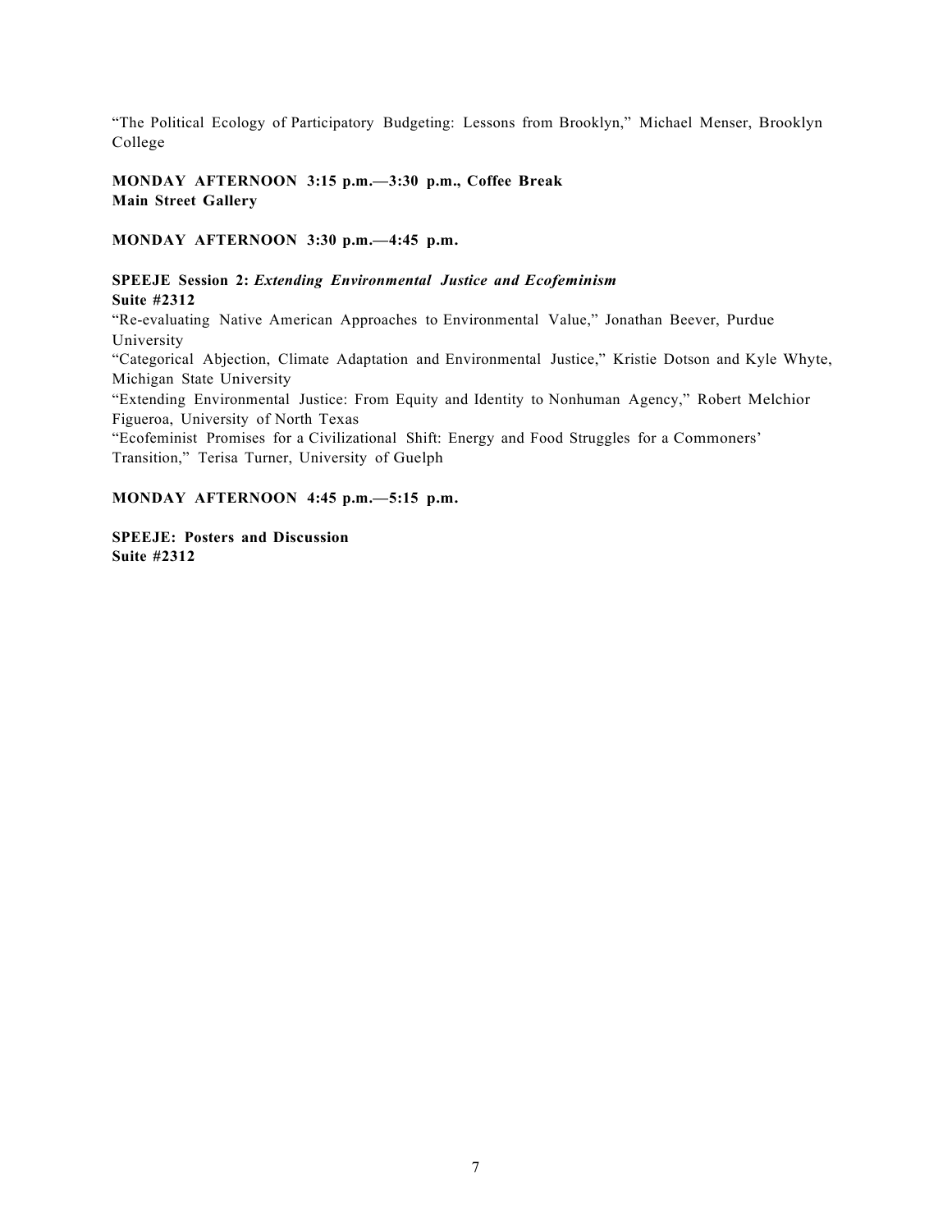"The Political Ecology of Participatory Budgeting: Lessons from Brooklyn," Michael Menser, Brooklyn College

**MONDAY AFTERNOON 3:15 p.m.—3:30 p.m., Coffee Break**
**Main Street Gallery**

**MONDAY AFTERNOON 3:30 p.m.—4:45 p.m.**

**SPEEJE Session 2:** ***Extending Environmental Justice and Ecofeminism***
**Suite #2312**
"Re-evaluating Native American Approaches to Environmental Value," Jonathan Beever, Purdue University
"Categorical Abjection, Climate Adaptation and Environmental Justice," Kristie Dotson and Kyle Whyte, Michigan State University
"Extending Environmental Justice: From Equity and Identity to Nonhuman Agency," Robert Melchior Figueroa, University of North Texas
"Ecofeminist Promises for a Civilizational Shift: Energy and Food Struggles for a Commoners' Transition," Terisa Turner, University of Guelph

**MONDAY AFTERNOON 4:45 p.m.—5:15 p.m.**

**SPEEJE: Posters and Discussion**
**Suite #2312**